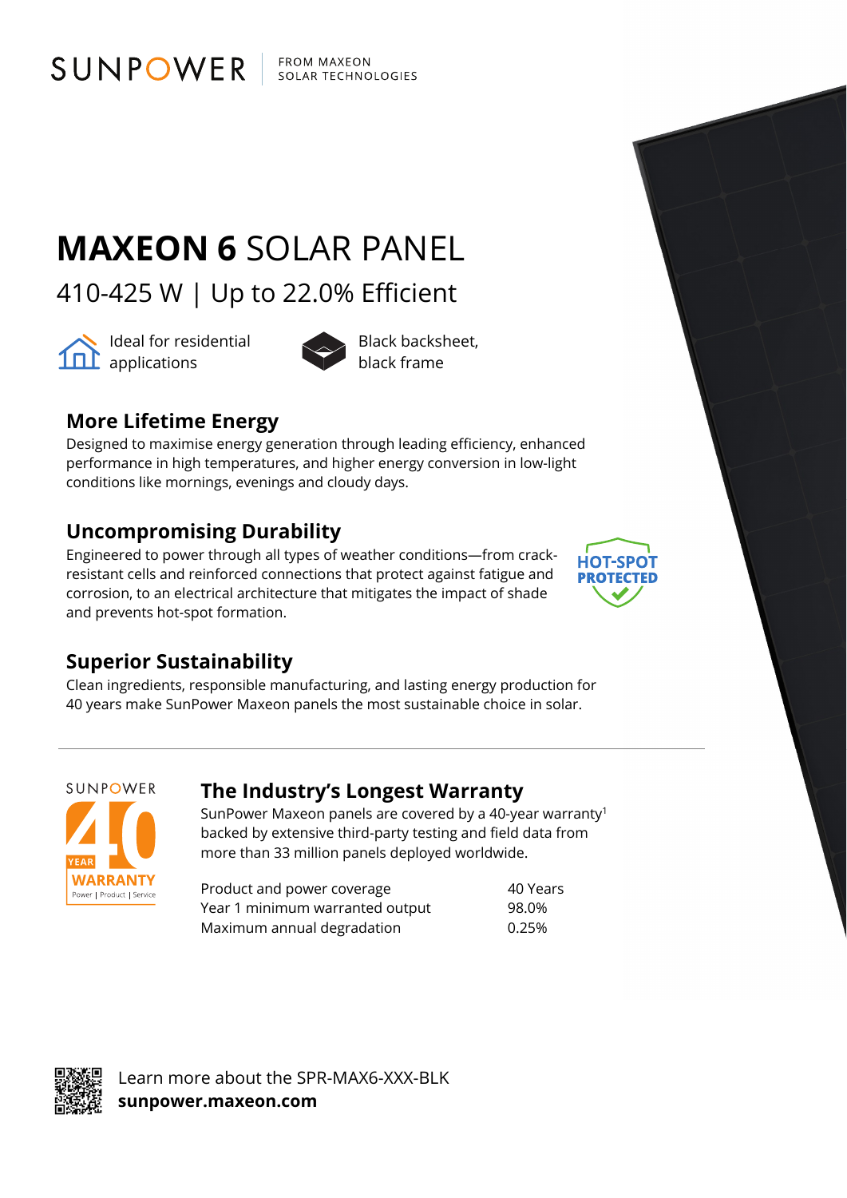SUNPOWER | FROM MAXEON SOLAR TECHNOLOGIES

# MAXEON 6 SOLAR PANEL

## 410-425 W | Up to 22.0% Efficient

Ideal for residential applications

Black backsheet, black frame

### More Lifetime Energy

Designed to maximise energy generation through leading efficiency, enhanced performance in high temperatures, and higher energy conversion in low-light conditions like mornings, evenings and cloudy days.

### Uncompromising Durability

Engineered to power through all types of weather conditions—from crack-resistant cells and reinforced connections that protect against fatigue and corrosion, to an electrical architecture that mitigates the impact of shade and prevents hot-spot formation.

HOT-SPOT PROTECTED

### Superior Sustainability

Clean ingredients, responsible manufacturing, and lasting energy production for 40 years make SunPower Maxeon panels the most sustainable choice in solar.

---

SUNPOWER 40 YEAR WARRANTY Power | Product | Service

### The Industry's Longest Warranty

SunPower Maxeon panels are covered by a 40-year warranty[1] backed by extensive third-party testing and field data from more than 33 million panels deployed worldwide.

| | |
|---|---|
| Product and power coverage | 40 Years |
| Year 1 minimum warranted output | 98.0% |
| Maximum annual degradation | 0.25% |

Learn more about the SPR-MAX6-XXX-BLK
**sunpower.maxeon.com**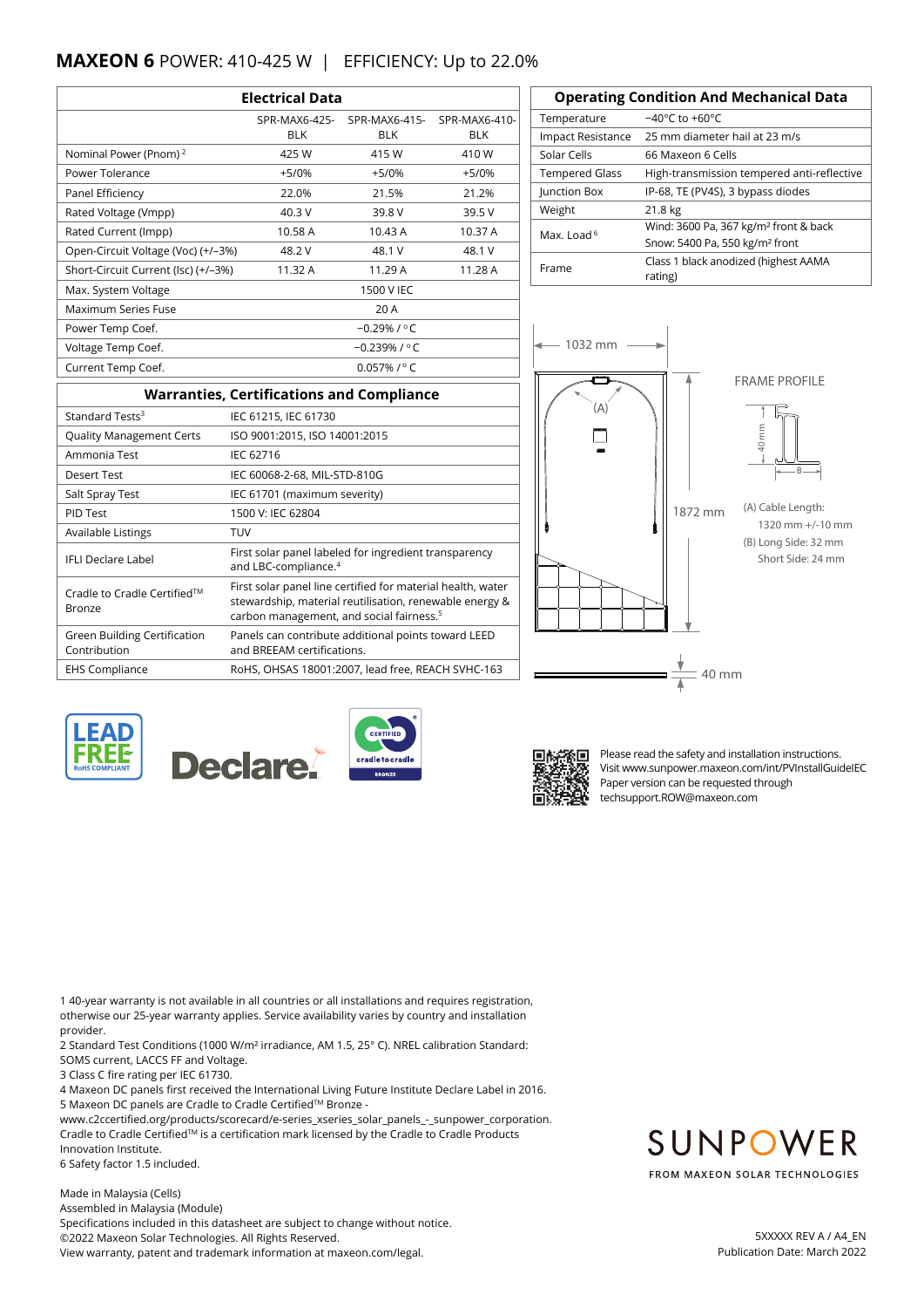# **MAXEON 6** POWER: 410-425 W | EFFICIENCY: Up to 22.0%

| Electrical Data | | | |
|---|---|---|---|
| | SPR-MAX6-425-BLK | SPR-MAX6-415-BLK | SPR-MAX6-410-BLK |
| Nominal Power (Pnom) [2] | 425 W | 415 W | 410 W |
| Power Tolerance | +5/0% | +5/0% | +5/0% |
| Panel Efficiency | 22.0% | 21.5% | 21.2% |
| Rated Voltage (Vmpp) | 40.3 V | 39.8 V | 39.5 V |
| Rated Current (Impp) | 10.58 A | 10.43 A | 10.37 A |
| Open-Circuit Voltage (Voc) (+/−3%) | 48.2 V | 48.1 V | 48.1 V |
| Short-Circuit Current (Isc) (+/−3%) | 11.32 A | 11.29 A | 11.28 A |
| Max. System Voltage | 1500 V IEC | | |
| Maximum Series Fuse | 20 A | | |
| Power Temp Coef. | −0.29% / °C | | |
| Voltage Temp Coef. | −0.239% / °C | | |
| Current Temp Coef. | 0.057% / °C | | |

| Warranties, Certifications and Compliance | |
|---|---|
| Standard Tests[3] | IEC 61215, IEC 61730 |
| Quality Management Certs | ISO 9001:2015, ISO 14001:2015 |
| Ammonia Test | IEC 62716 |
| Desert Test | IEC 60068-2-68, MIL-STD-810G |
| Salt Spray Test | IEC 61701 (maximum severity) |
| PID Test | 1500 V: IEC 62804 |
| Available Listings | TUV |
| IFLI Declare Label | First solar panel labeled for ingredient transparency and LBC-compliance.[4] |
| Cradle to Cradle Certified™ Bronze | First solar panel line certified for material health, water stewardship, material reutilisation, renewable energy & carbon management, and social fairness.[5] |
| Green Building Certification Contribution | Panels can contribute additional points toward LEED and BREEAM certifications. |
| EHS Compliance | RoHS, OHSAS 18001:2007, lead free, REACH SVHC-163 |

| Operating Condition And Mechanical Data | |
|---|---|
| Temperature | −40°C to +60°C |
| Impact Resistance | 25 mm diameter hail at 23 m/s |
| Solar Cells | 66 Maxeon 6 Cells |
| Tempered Glass | High-transmission tempered anti-reflective |
| Junction Box | IP-68, TE (PV4S), 3 bypass diodes |
| Weight | 21.8 kg |
| Max. Load [6] | Wind: 3600 Pa, 367 kg/m² front & back<br>Snow: 5400 Pa, 550 kg/m² front |
| Frame | Class 1 black anodized (highest AAMA rating) |

1032 mm
(A)
1872 mm
40 mm
FRAME PROFILE
40 mm
B

(A) Cable Length: 1320 mm +/-10 mm
(B) Long Side: 32 mm
Short Side: 24 mm

LEAD FREE RoHS COMPLIANT
Declare.
CERTIFIED cradle to cradle BRONZE

Please read the safety and installation instructions. Visit www.sunpower.maxeon.com/int/PVInstallGuideIEC
Paper version can be requested through techsupport.ROW@maxeon.com

1 40-year warranty is not available in all countries or all installations and requires registration, otherwise our 25-year warranty applies. Service availability varies by country and installation provider.
2 Standard Test Conditions (1000 W/m² irradiance, AM 1.5, 25° C). NREL calibration Standard: SOMS current, LACCS FF and Voltage.
3 Class C fire rating per IEC 61730.
4 Maxeon DC panels first received the International Living Future Institute Declare Label in 2016.
5 Maxeon DC panels are Cradle to Cradle Certified™ Bronze - www.c2ccertified.org/products/scorecard/e-series_xseries_solar_panels_-_sunpower_corporation. Cradle to Cradle Certified™ is a certification mark licensed by the Cradle to Cradle Products Innovation Institute.
6 Safety factor 1.5 included.

Made in Malaysia (Cells)
Assembled in Malaysia (Module)
Specifications included in this datasheet are subject to change without notice.
©2022 Maxeon Solar Technologies. All Rights Reserved.
View warranty, patent and trademark information at maxeon.com/legal.

SUNPOWER
FROM MAXEON SOLAR TECHNOLOGIES

5XXXXX REV A / A4_EN
Publication Date: March 2022